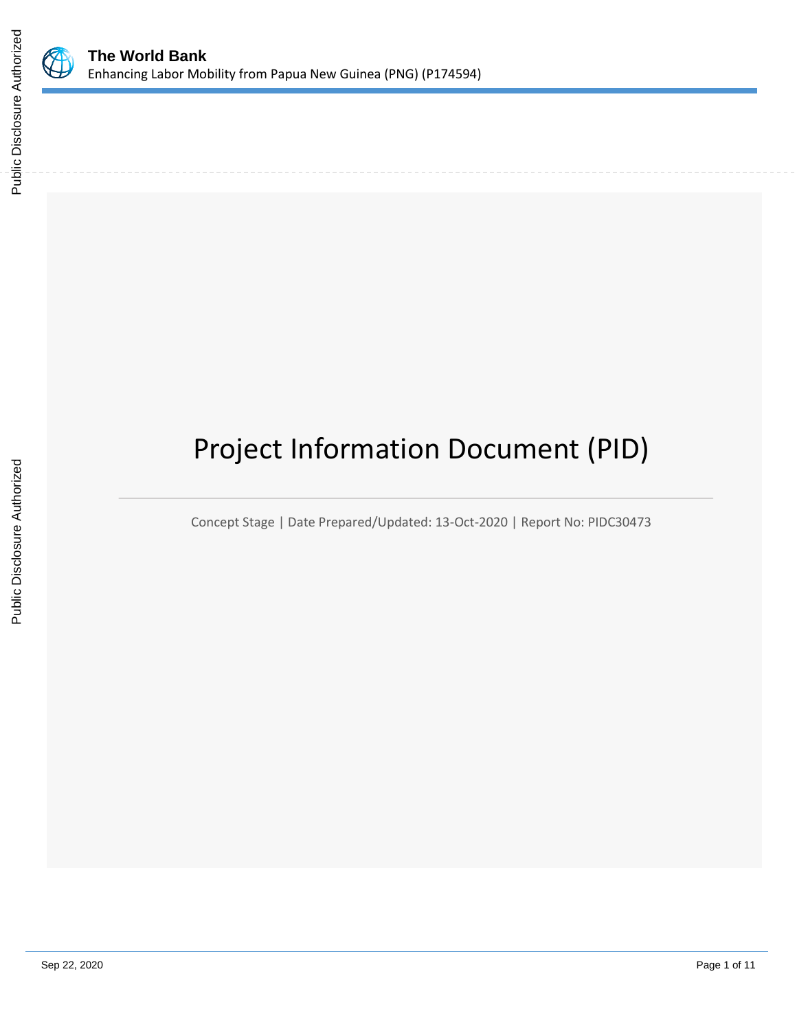**The World Bank**
Enhancing Labor Mobility from Papua New Guinea (PNG) (P174594)

# Project Information Document (PID)

Concept Stage | Date Prepared/Updated: 13-Oct-2020 | Report No: PIDC30473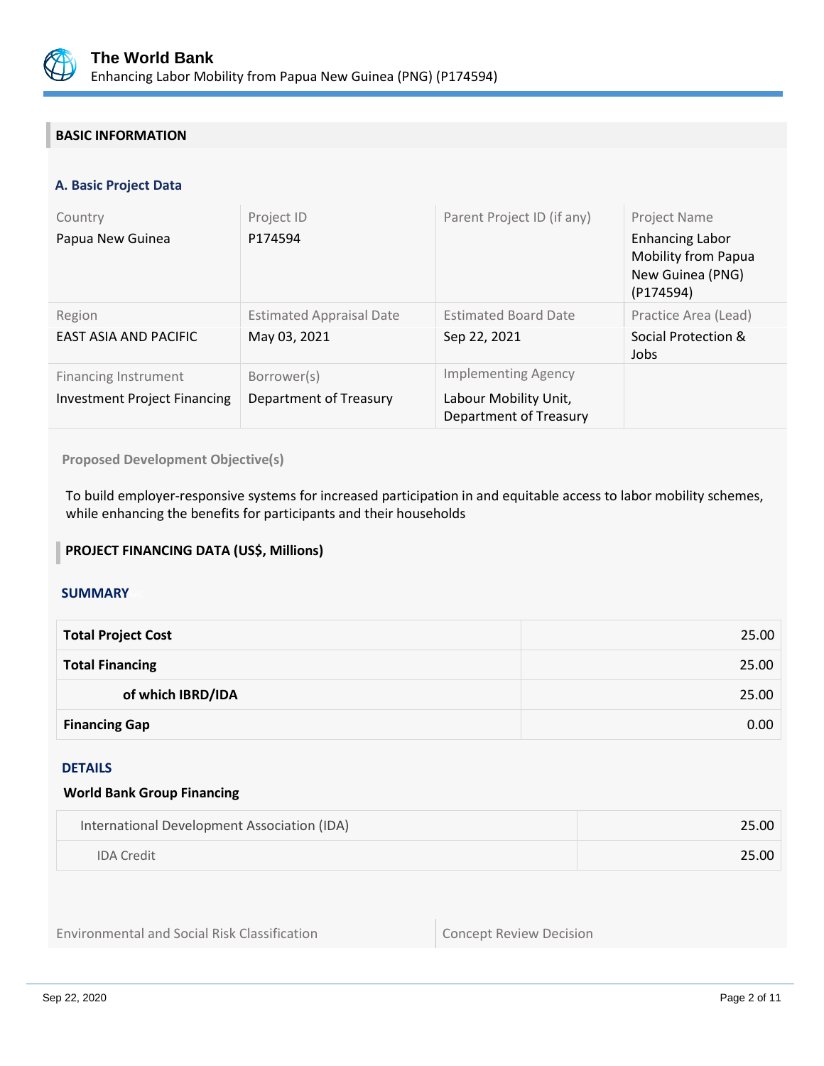## BASIC INFORMATION

### A. Basic Project Data

| Country | Project ID | Parent Project ID (if any) | Project Name |
|---|---|---|---|
| Papua New Guinea | P174594 | | Enhancing Labor Mobility from Papua New Guinea (PNG) (P174594) |
| **Region** | **Estimated Appraisal Date** | **Estimated Board Date** | **Practice Area (Lead)** |
| EAST ASIA AND PACIFIC | May 03, 2021 | Sep 22, 2021 | Social Protection & Jobs |
| **Financing Instrument** | **Borrower(s)** | **Implementing Agency** | |
| Investment Project Financing | Department of Treasury | Labour Mobility Unit, Department of Treasury | |

**Proposed Development Objective(s)**

To build employer-responsive systems for increased participation in and equitable access to labor mobility schemes, while enhancing the benefits for participants and their households

## PROJECT FINANCING DATA (US$, Millions)

### SUMMARY

| | |
|---|---|
| **Total Project Cost** | 25.00 |
| **Total Financing** | 25.00 |
| **of which IBRD/IDA** | 25.00 |
| **Financing Gap** | 0.00 |

### DETAILS

**World Bank Group Financing**

| | |
|---|---|
| International Development Association (IDA) | 25.00 |
| IDA Credit | 25.00 |

| Environmental and Social Risk Classification | Concept Review Decision |
|---|---|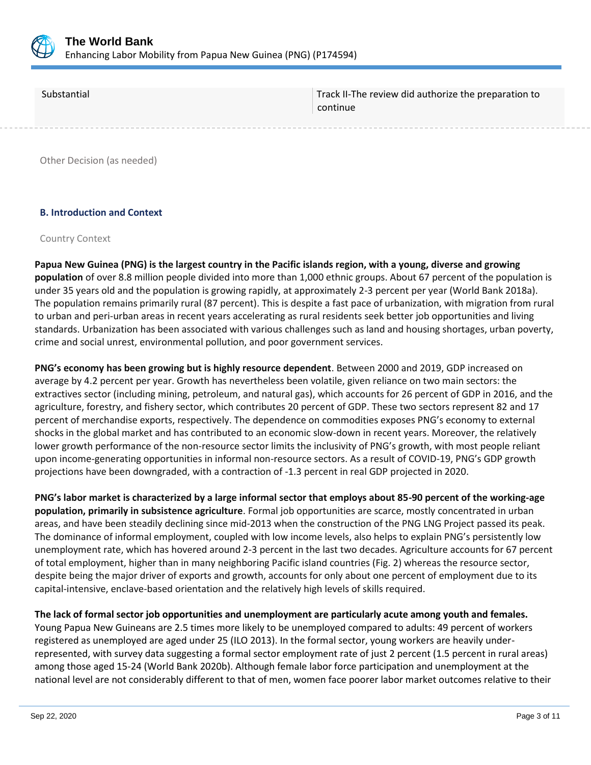| Substantial | Track II-The review did authorize the preparation to continue |
|---|---|

Other Decision (as needed)

### B. Introduction and Context

Country Context

**Papua New Guinea (PNG) is the largest country in the Pacific islands region, with a young, diverse and growing population** of over 8.8 million people divided into more than 1,000 ethnic groups. About 67 percent of the population is under 35 years old and the population is growing rapidly, at approximately 2-3 percent per year (World Bank 2018a). The population remains primarily rural (87 percent). This is despite a fast pace of urbanization, with migration from rural to urban and peri-urban areas in recent years accelerating as rural residents seek better job opportunities and living standards. Urbanization has been associated with various challenges such as land and housing shortages, urban poverty, crime and social unrest, environmental pollution, and poor government services.

**PNG's economy has been growing but is highly resource dependent**. Between 2000 and 2019, GDP increased on average by 4.2 percent per year. Growth has nevertheless been volatile, given reliance on two main sectors: the extractives sector (including mining, petroleum, and natural gas), which accounts for 26 percent of GDP in 2016, and the agriculture, forestry, and fishery sector, which contributes 20 percent of GDP. These two sectors represent 82 and 17 percent of merchandise exports, respectively. The dependence on commodities exposes PNG's economy to external shocks in the global market and has contributed to an economic slow-down in recent years. Moreover, the relatively lower growth performance of the non-resource sector limits the inclusivity of PNG's growth, with most people reliant upon income-generating opportunities in informal non-resource sectors. As a result of COVID-19, PNG's GDP growth projections have been downgraded, with a contraction of -1.3 percent in real GDP projected in 2020.

**PNG's labor market is characterized by a large informal sector that employs about 85-90 percent of the working-age population, primarily in subsistence agriculture**. Formal job opportunities are scarce, mostly concentrated in urban areas, and have been steadily declining since mid-2013 when the construction of the PNG LNG Project passed its peak. The dominance of informal employment, coupled with low income levels, also helps to explain PNG's persistently low unemployment rate, which has hovered around 2-3 percent in the last two decades. Agriculture accounts for 67 percent of total employment, higher than in many neighboring Pacific island countries (Fig. 2) whereas the resource sector, despite being the major driver of exports and growth, accounts for only about one percent of employment due to its capital-intensive, enclave-based orientation and the relatively high levels of skills required.

**The lack of formal sector job opportunities and unemployment are particularly acute among youth and females.** Young Papua New Guineans are 2.5 times more likely to be unemployed compared to adults: 49 percent of workers registered as unemployed are aged under 25 (ILO 2013). In the formal sector, young workers are heavily under-represented, with survey data suggesting a formal sector employment rate of just 2 percent (1.5 percent in rural areas) among those aged 15-24 (World Bank 2020b). Although female labor force participation and unemployment at the national level are not considerably different to that of men, women face poorer labor market outcomes relative to their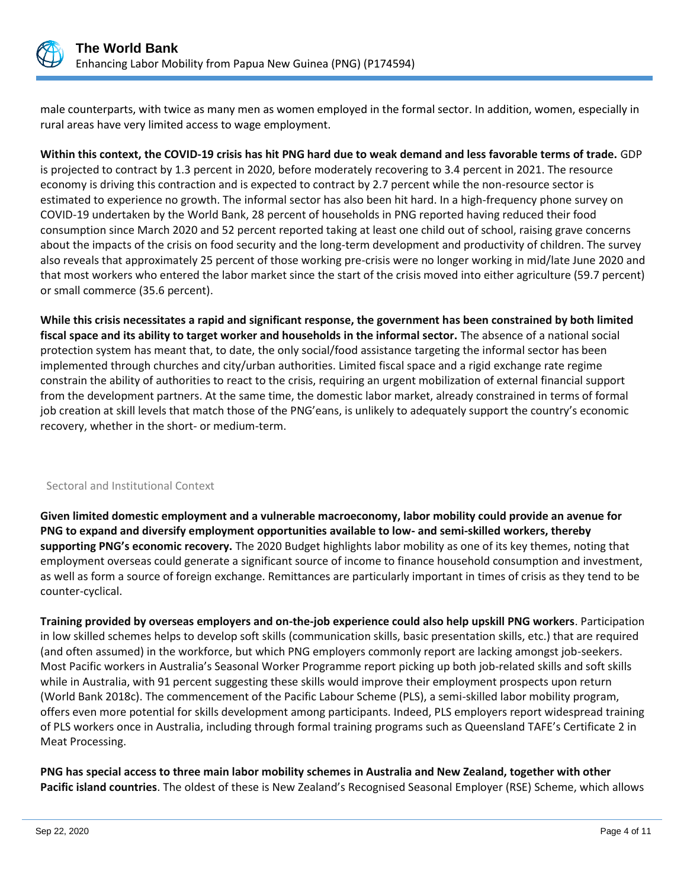male counterparts, with twice as many men as women employed in the formal sector. In addition, women, especially in rural areas have very limited access to wage employment.

**Within this context, the COVID-19 crisis has hit PNG hard due to weak demand and less favorable terms of trade.** GDP is projected to contract by 1.3 percent in 2020, before moderately recovering to 3.4 percent in 2021. The resource economy is driving this contraction and is expected to contract by 2.7 percent while the non-resource sector is estimated to experience no growth. The informal sector has also been hit hard. In a high-frequency phone survey on COVID-19 undertaken by the World Bank, 28 percent of households in PNG reported having reduced their food consumption since March 2020 and 52 percent reported taking at least one child out of school, raising grave concerns about the impacts of the crisis on food security and the long-term development and productivity of children. The survey also reveals that approximately 25 percent of those working pre-crisis were no longer working in mid/late June 2020 and that most workers who entered the labor market since the start of the crisis moved into either agriculture (59.7 percent) or small commerce (35.6 percent).

**While this crisis necessitates a rapid and significant response, the government has been constrained by both limited fiscal space and its ability to target worker and households in the informal sector.** The absence of a national social protection system has meant that, to date, the only social/food assistance targeting the informal sector has been implemented through churches and city/urban authorities. Limited fiscal space and a rigid exchange rate regime constrain the ability of authorities to react to the crisis, requiring an urgent mobilization of external financial support from the development partners. At the same time, the domestic labor market, already constrained in terms of formal job creation at skill levels that match those of the PNG'eans, is unlikely to adequately support the country's economic recovery, whether in the short- or medium-term.

## Sectoral and Institutional Context

**Given limited domestic employment and a vulnerable macroeconomy, labor mobility could provide an avenue for PNG to expand and diversify employment opportunities available to low- and semi-skilled workers, thereby supporting PNG's economic recovery.** The 2020 Budget highlights labor mobility as one of its key themes, noting that employment overseas could generate a significant source of income to finance household consumption and investment, as well as form a source of foreign exchange. Remittances are particularly important in times of crisis as they tend to be counter-cyclical.

**Training provided by overseas employers and on-the-job experience could also help upskill PNG workers**. Participation in low skilled schemes helps to develop soft skills (communication skills, basic presentation skills, etc.) that are required (and often assumed) in the workforce, but which PNG employers commonly report are lacking amongst job-seekers. Most Pacific workers in Australia's Seasonal Worker Programme report picking up both job-related skills and soft skills while in Australia, with 91 percent suggesting these skills would improve their employment prospects upon return (World Bank 2018c). The commencement of the Pacific Labour Scheme (PLS), a semi-skilled labor mobility program, offers even more potential for skills development among participants. Indeed, PLS employers report widespread training of PLS workers once in Australia, including through formal training programs such as Queensland TAFE's Certificate 2 in Meat Processing.

**PNG has special access to three main labor mobility schemes in Australia and New Zealand, together with other Pacific island countries**. The oldest of these is New Zealand's Recognised Seasonal Employer (RSE) Scheme, which allows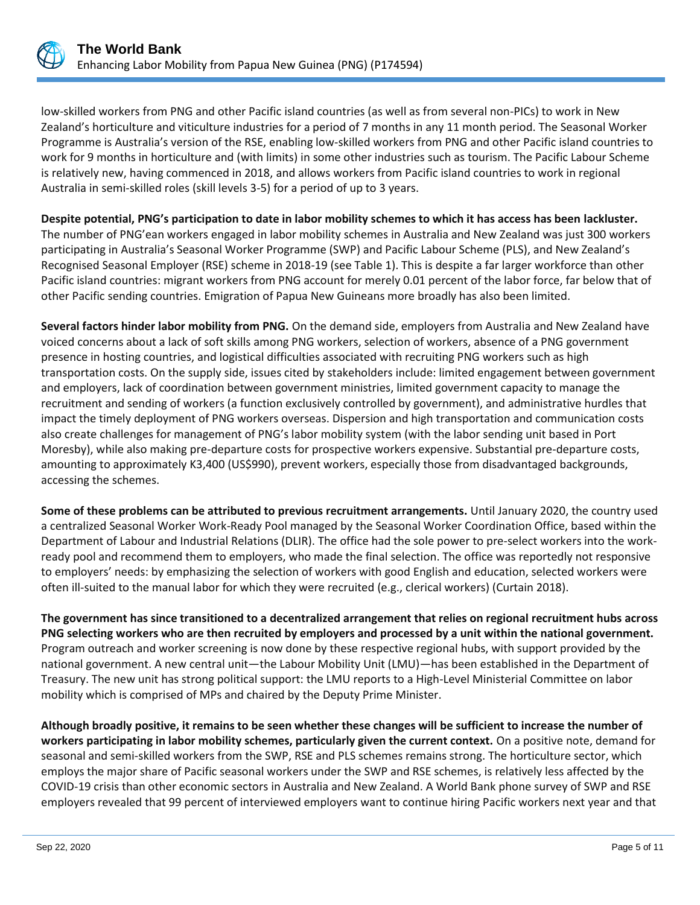low-skilled workers from PNG and other Pacific island countries (as well as from several non-PICs) to work in New Zealand's horticulture and viticulture industries for a period of 7 months in any 11 month period. The Seasonal Worker Programme is Australia's version of the RSE, enabling low-skilled workers from PNG and other Pacific island countries to work for 9 months in horticulture and (with limits) in some other industries such as tourism. The Pacific Labour Scheme is relatively new, having commenced in 2018, and allows workers from Pacific island countries to work in regional Australia in semi-skilled roles (skill levels 3-5) for a period of up to 3 years.

**Despite potential, PNG's participation to date in labor mobility schemes to which it has access has been lackluster.** The number of PNG'ean workers engaged in labor mobility schemes in Australia and New Zealand was just 300 workers participating in Australia's Seasonal Worker Programme (SWP) and Pacific Labour Scheme (PLS), and New Zealand's Recognised Seasonal Employer (RSE) scheme in 2018-19 (see Table 1). This is despite a far larger workforce than other Pacific island countries: migrant workers from PNG account for merely 0.01 percent of the labor force, far below that of other Pacific sending countries. Emigration of Papua New Guineans more broadly has also been limited.

**Several factors hinder labor mobility from PNG.** On the demand side, employers from Australia and New Zealand have voiced concerns about a lack of soft skills among PNG workers, selection of workers, absence of a PNG government presence in hosting countries, and logistical difficulties associated with recruiting PNG workers such as high transportation costs. On the supply side, issues cited by stakeholders include: limited engagement between government and employers, lack of coordination between government ministries, limited government capacity to manage the recruitment and sending of workers (a function exclusively controlled by government), and administrative hurdles that impact the timely deployment of PNG workers overseas. Dispersion and high transportation and communication costs also create challenges for management of PNG's labor mobility system (with the labor sending unit based in Port Moresby), while also making pre-departure costs for prospective workers expensive. Substantial pre-departure costs, amounting to approximately K3,400 (US$990), prevent workers, especially those from disadvantaged backgrounds, accessing the schemes.

**Some of these problems can be attributed to previous recruitment arrangements.** Until January 2020, the country used a centralized Seasonal Worker Work-Ready Pool managed by the Seasonal Worker Coordination Office, based within the Department of Labour and Industrial Relations (DLIR). The office had the sole power to pre-select workers into the work-ready pool and recommend them to employers, who made the final selection. The office was reportedly not responsive to employers' needs: by emphasizing the selection of workers with good English and education, selected workers were often ill-suited to the manual labor for which they were recruited (e.g., clerical workers) (Curtain 2018).

**The government has since transitioned to a decentralized arrangement that relies on regional recruitment hubs across PNG selecting workers who are then recruited by employers and processed by a unit within the national government.** Program outreach and worker screening is now done by these respective regional hubs, with support provided by the national government. A new central unit—the Labour Mobility Unit (LMU)—has been established in the Department of Treasury. The new unit has strong political support: the LMU reports to a High-Level Ministerial Committee on labor mobility which is comprised of MPs and chaired by the Deputy Prime Minister.

**Although broadly positive, it remains to be seen whether these changes will be sufficient to increase the number of workers participating in labor mobility schemes, particularly given the current context.** On a positive note, demand for seasonal and semi-skilled workers from the SWP, RSE and PLS schemes remains strong. The horticulture sector, which employs the major share of Pacific seasonal workers under the SWP and RSE schemes, is relatively less affected by the COVID-19 crisis than other economic sectors in Australia and New Zealand. A World Bank phone survey of SWP and RSE employers revealed that 99 percent of interviewed employers want to continue hiring Pacific workers next year and that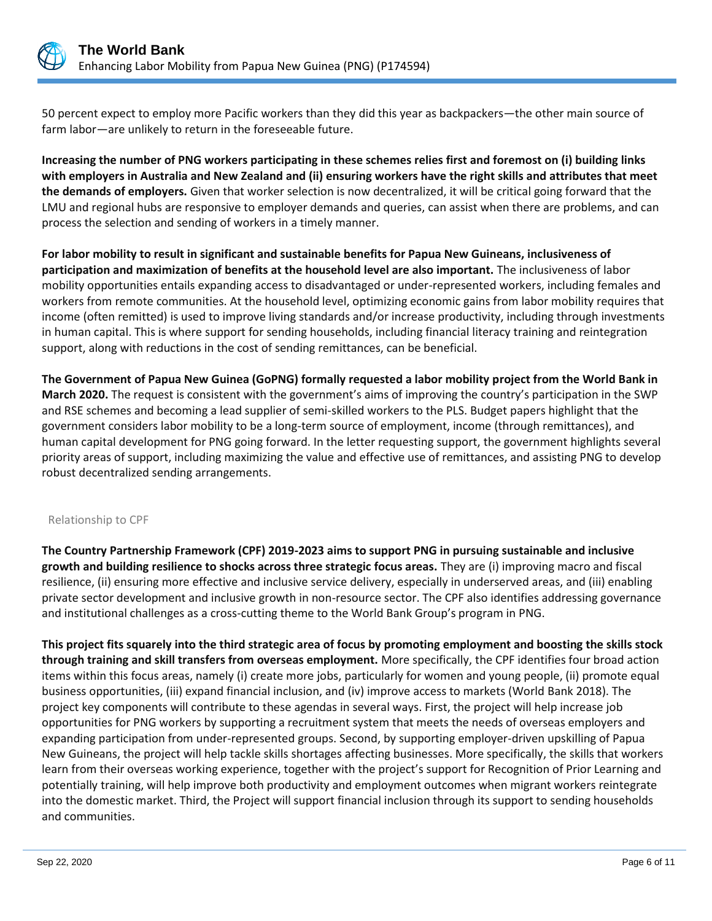50 percent expect to employ more Pacific workers than they did this year as backpackers—the other main source of farm labor—are unlikely to return in the foreseeable future.

**Increasing the number of PNG workers participating in these schemes relies first and foremost on (i) building links with employers in Australia and New Zealand and (ii) ensuring workers have the right skills and attributes that meet the demands of employers.** Given that worker selection is now decentralized, it will be critical going forward that the LMU and regional hubs are responsive to employer demands and queries, can assist when there are problems, and can process the selection and sending of workers in a timely manner.

**For labor mobility to result in significant and sustainable benefits for Papua New Guineans, inclusiveness of participation and maximization of benefits at the household level are also important.** The inclusiveness of labor mobility opportunities entails expanding access to disadvantaged or under-represented workers, including females and workers from remote communities. At the household level, optimizing economic gains from labor mobility requires that income (often remitted) is used to improve living standards and/or increase productivity, including through investments in human capital. This is where support for sending households, including financial literacy training and reintegration support, along with reductions in the cost of sending remittances, can be beneficial.

**The Government of Papua New Guinea (GoPNG) formally requested a labor mobility project from the World Bank in March 2020.** The request is consistent with the government's aims of improving the country's participation in the SWP and RSE schemes and becoming a lead supplier of semi-skilled workers to the PLS. Budget papers highlight that the government considers labor mobility to be a long-term source of employment, income (through remittances), and human capital development for PNG going forward. In the letter requesting support, the government highlights several priority areas of support, including maximizing the value and effective use of remittances, and assisting PNG to develop robust decentralized sending arrangements.

### Relationship to CPF

**The Country Partnership Framework (CPF) 2019-2023 aims to support PNG in pursuing sustainable and inclusive growth and building resilience to shocks across three strategic focus areas.** They are (i) improving macro and fiscal resilience, (ii) ensuring more effective and inclusive service delivery, especially in underserved areas, and (iii) enabling private sector development and inclusive growth in non-resource sector. The CPF also identifies addressing governance and institutional challenges as a cross-cutting theme to the World Bank Group's program in PNG.

**This project fits squarely into the third strategic area of focus by promoting employment and boosting the skills stock through training and skill transfers from overseas employment.** More specifically, the CPF identifies four broad action items within this focus areas, namely (i) create more jobs, particularly for women and young people, (ii) promote equal business opportunities, (iii) expand financial inclusion, and (iv) improve access to markets (World Bank 2018). The project key components will contribute to these agendas in several ways. First, the project will help increase job opportunities for PNG workers by supporting a recruitment system that meets the needs of overseas employers and expanding participation from under-represented groups. Second, by supporting employer-driven upskilling of Papua New Guineans, the project will help tackle skills shortages affecting businesses. More specifically, the skills that workers learn from their overseas working experience, together with the project's support for Recognition of Prior Learning and potentially training, will help improve both productivity and employment outcomes when migrant workers reintegrate into the domestic market. Third, the Project will support financial inclusion through its support to sending households and communities.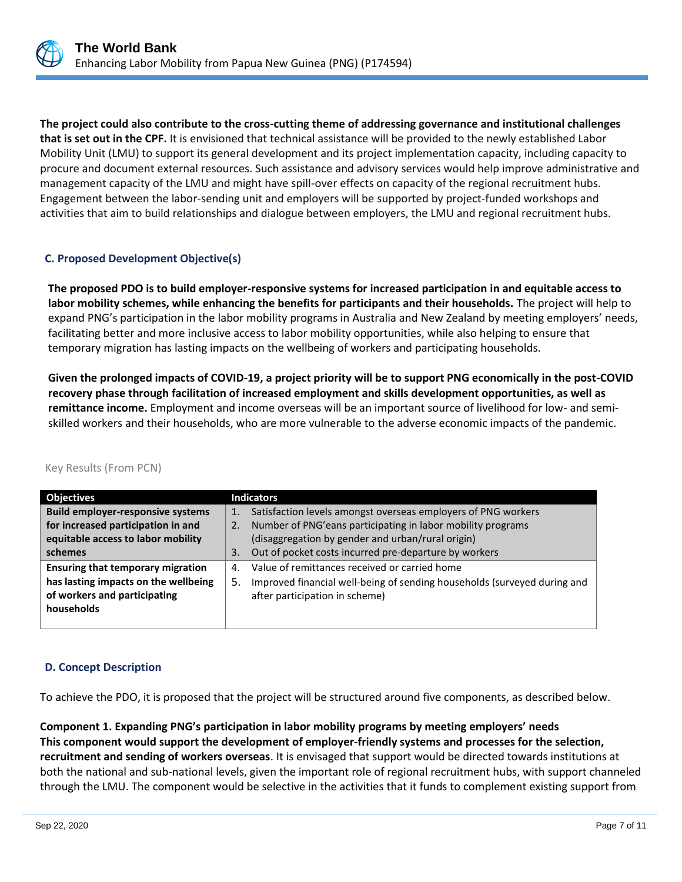**The project could also contribute to the cross-cutting theme of addressing governance and institutional challenges that is set out in the CPF.** It is envisioned that technical assistance will be provided to the newly established Labor Mobility Unit (LMU) to support its general development and its project implementation capacity, including capacity to procure and document external resources. Such assistance and advisory services would help improve administrative and management capacity of the LMU and might have spill-over effects on capacity of the regional recruitment hubs. Engagement between the labor-sending unit and employers will be supported by project-funded workshops and activities that aim to build relationships and dialogue between employers, the LMU and regional recruitment hubs.

## C. Proposed Development Objective(s)

**The proposed PDO is to build employer-responsive systems for increased participation in and equitable access to labor mobility schemes, while enhancing the benefits for participants and their households.** The project will help to expand PNG's participation in the labor mobility programs in Australia and New Zealand by meeting employers' needs, facilitating better and more inclusive access to labor mobility opportunities, while also helping to ensure that temporary migration has lasting impacts on the wellbeing of workers and participating households.

**Given the prolonged impacts of COVID-19, a project priority will be to support PNG economically in the post-COVID recovery phase through facilitation of increased employment and skills development opportunities, as well as remittance income.** Employment and income overseas will be an important source of livelihood for low- and semi-skilled workers and their households, who are more vulnerable to the adverse economic impacts of the pandemic.

Key Results (From PCN)

| Objectives | Indicators |
| --- | --- |
| **Build employer-responsive systems for increased participation in and equitable access to labor mobility schemes** | 1. Satisfaction levels amongst overseas employers of PNG workers<br>2. Number of PNG'eans participating in labor mobility programs (disaggregation by gender and urban/rural origin)<br>3. Out of pocket costs incurred pre-departure by workers |
| **Ensuring that temporary migration has lasting impacts on the wellbeing of workers and participating households** | 4. Value of remittances received or carried home<br>5. Improved financial well-being of sending households (surveyed during and after participation in scheme) |

## D. Concept Description

To achieve the PDO, it is proposed that the project will be structured around five components, as described below.

**Component 1. Expanding PNG's participation in labor mobility programs by meeting employers' needs**
**This component would support the development of employer-friendly systems and processes for the selection, recruitment and sending of workers overseas**. It is envisaged that support would be directed towards institutions at both the national and sub-national levels, given the important role of regional recruitment hubs, with support channeled through the LMU. The component would be selective in the activities that it funds to complement existing support from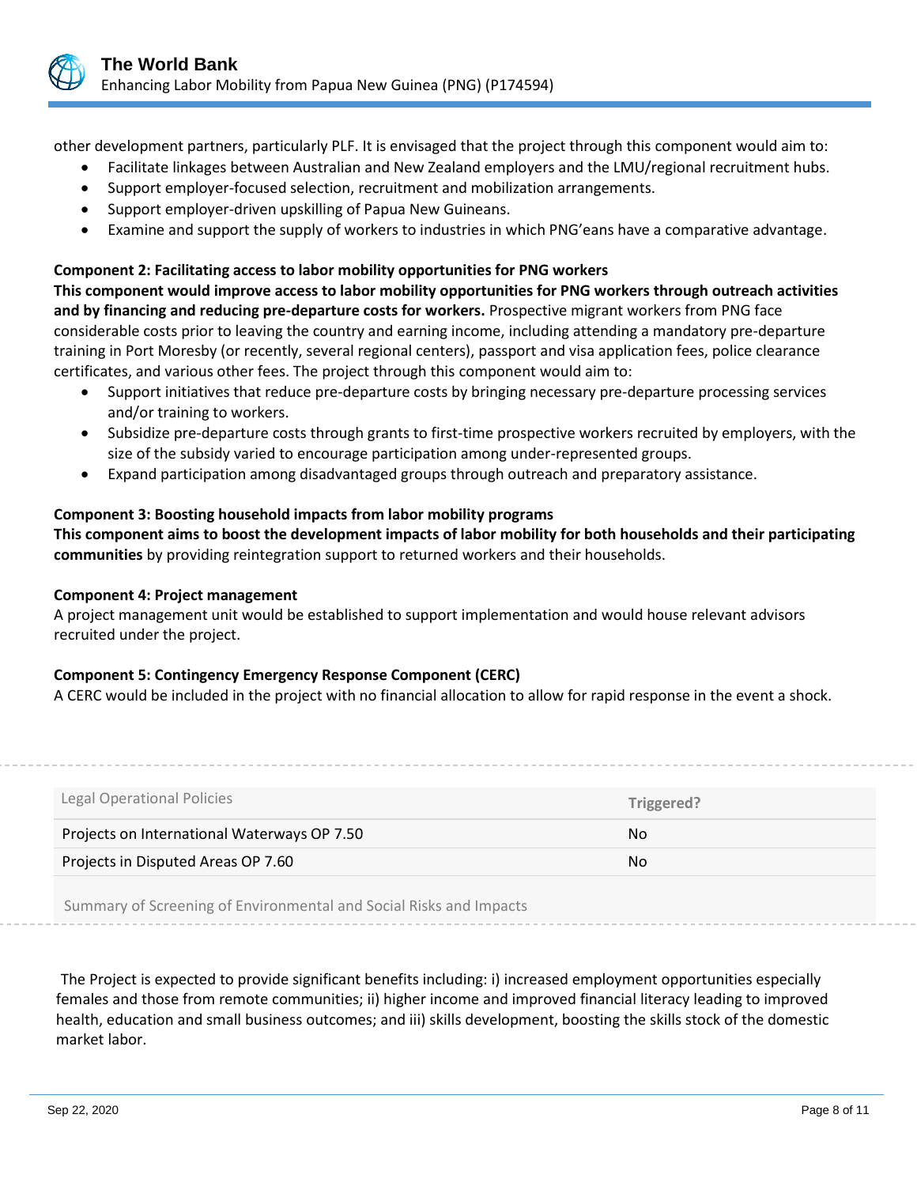other development partners, particularly PLF. It is envisaged that the project through this component would aim to:

- Facilitate linkages between Australian and New Zealand employers and the LMU/regional recruitment hubs.
- Support employer-focused selection, recruitment and mobilization arrangements.
- Support employer-driven upskilling of Papua New Guineans.
- Examine and support the supply of workers to industries in which PNG'eans have a comparative advantage.

**Component 2: Facilitating access to labor mobility opportunities for PNG workers**

**This component would improve access to labor mobility opportunities for PNG workers through outreach activities and by financing and reducing pre-departure costs for workers.** Prospective migrant workers from PNG face considerable costs prior to leaving the country and earning income, including attending a mandatory pre-departure training in Port Moresby (or recently, several regional centers), passport and visa application fees, police clearance certificates, and various other fees. The project through this component would aim to:

- Support initiatives that reduce pre-departure costs by bringing necessary pre-departure processing services and/or training to workers.
- Subsidize pre-departure costs through grants to first-time prospective workers recruited by employers, with the size of the subsidy varied to encourage participation among under-represented groups.
- Expand participation among disadvantaged groups through outreach and preparatory assistance.

**Component 3: Boosting household impacts from labor mobility programs**

**This component aims to boost the development impacts of labor mobility for both households and their participating communities** by providing reintegration support to returned workers and their households.

**Component 4: Project management**

A project management unit would be established to support implementation and would house relevant advisors recruited under the project.

**Component 5: Contingency Emergency Response Component (CERC)**

A CERC would be included in the project with no financial allocation to allow for rapid response in the event a shock.

| Legal Operational Policies | Triggered? |
| --- | --- |
| Projects on International Waterways OP 7.50 | No |
| Projects in Disputed Areas OP 7.60 | No |

Summary of Screening of Environmental and Social Risks and Impacts

The Project is expected to provide significant benefits including: i) increased employment opportunities especially females and those from remote communities; ii) higher income and improved financial literacy leading to improved health, education and small business outcomes; and iii) skills development, boosting the skills stock of the domestic market labor.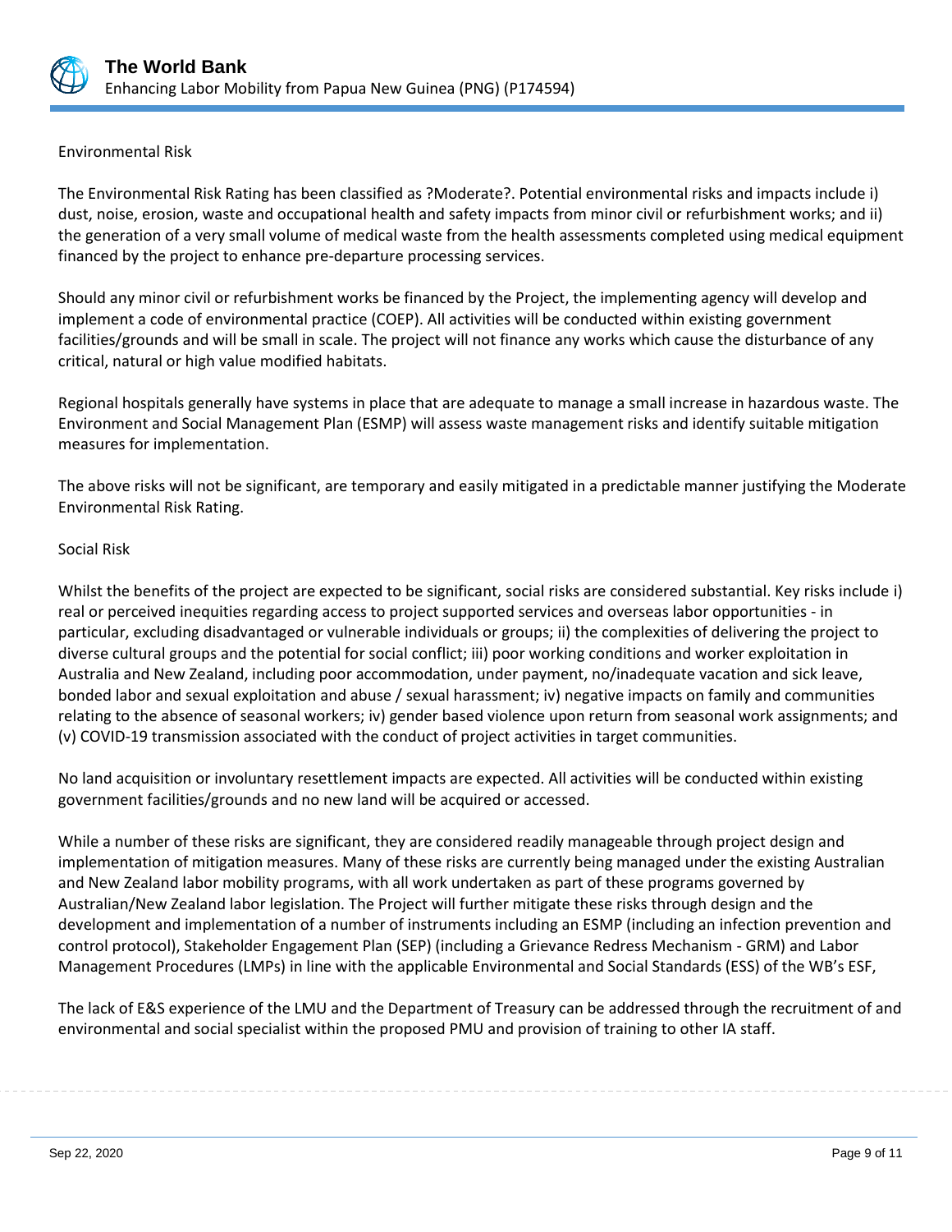Environmental Risk

The Environmental Risk Rating has been classified as ?Moderate?. Potential environmental risks and impacts include i) dust, noise, erosion, waste and occupational health and safety impacts from minor civil or refurbishment works; and ii) the generation of a very small volume of medical waste from the health assessments completed using medical equipment financed by the project to enhance pre-departure processing services.

Should any minor civil or refurbishment works be financed by the Project, the implementing agency will develop and implement a code of environmental practice (COEP). All activities will be conducted within existing government facilities/grounds and will be small in scale. The project will not finance any works which cause the disturbance of any critical, natural or high value modified habitats.

Regional hospitals generally have systems in place that are adequate to manage a small increase in hazardous waste. The Environment and Social Management Plan (ESMP) will assess waste management risks and identify suitable mitigation measures for implementation.

The above risks will not be significant, are temporary and easily mitigated in a predictable manner justifying the Moderate Environmental Risk Rating.

Social Risk

Whilst the benefits of the project are expected to be significant, social risks are considered substantial. Key risks include i) real or perceived inequities regarding access to project supported services and overseas labor opportunities - in particular, excluding disadvantaged or vulnerable individuals or groups; ii) the complexities of delivering the project to diverse cultural groups and the potential for social conflict; iii) poor working conditions and worker exploitation in Australia and New Zealand, including poor accommodation, under payment, no/inadequate vacation and sick leave, bonded labor and sexual exploitation and abuse / sexual harassment; iv) negative impacts on family and communities relating to the absence of seasonal workers; iv) gender based violence upon return from seasonal work assignments; and (v) COVID-19 transmission associated with the conduct of project activities in target communities.

No land acquisition or involuntary resettlement impacts are expected. All activities will be conducted within existing government facilities/grounds and no new land will be acquired or accessed.

While a number of these risks are significant, they are considered readily manageable through project design and implementation of mitigation measures. Many of these risks are currently being managed under the existing Australian and New Zealand labor mobility programs, with all work undertaken as part of these programs governed by Australian/New Zealand labor legislation. The Project will further mitigate these risks through design and the development and implementation of a number of instruments including an ESMP (including an infection prevention and control protocol), Stakeholder Engagement Plan (SEP) (including a Grievance Redress Mechanism - GRM) and Labor Management Procedures (LMPs) in line with the applicable Environmental and Social Standards (ESS) of the WB's ESF,

The lack of E&S experience of the LMU and the Department of Treasury can be addressed through the recruitment of and environmental and social specialist within the proposed PMU and provision of training to other IA staff.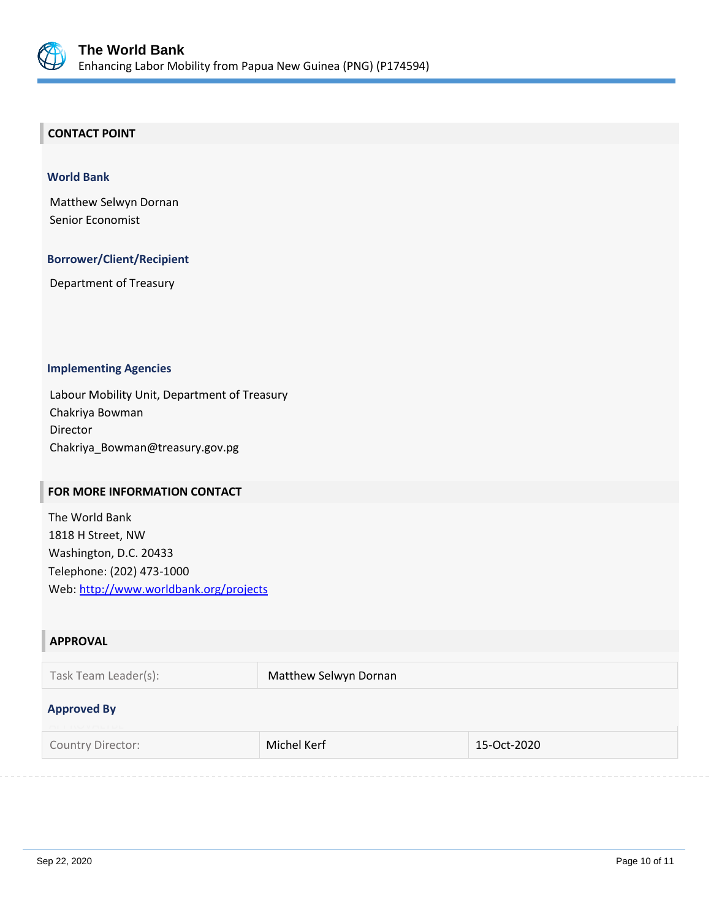## CONTACT POINT

### World Bank

Matthew Selwyn Dornan
Senior Economist

### Borrower/Client/Recipient

Department of Treasury

### Implementing Agencies

Labour Mobility Unit, Department of Treasury
Chakriya Bowman
Director
Chakriya_Bowman@treasury.gov.pg

## FOR MORE INFORMATION CONTACT

The World Bank
1818 H Street, NW
Washington, D.C. 20433
Telephone: (202) 473-1000
Web: [http://www.worldbank.org/projects](http://www.worldbank.org/projects)

## APPROVAL

| Task Team Leader(s): | Matthew Selwyn Dornan |
|---|---|

### Approved By

| Country Director: | Michel Kerf | 15-Oct-2020 |
|---|---|---|